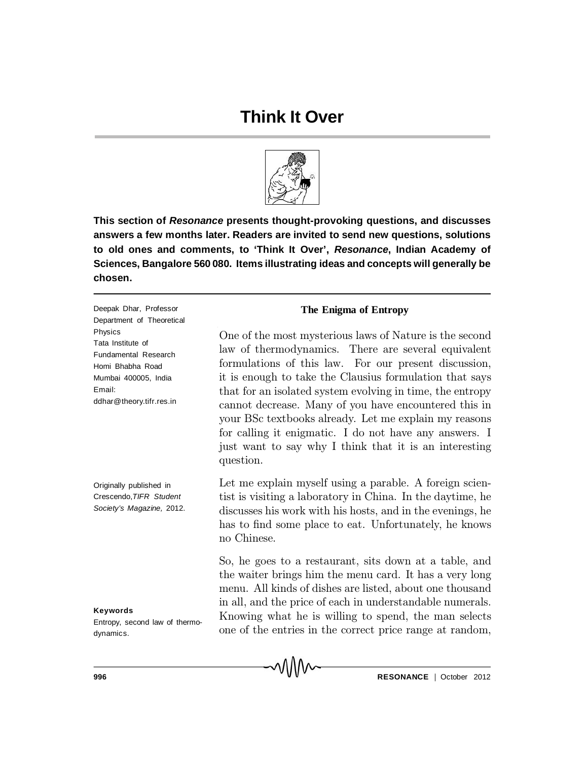# Think It Over

**This section of *Resonance* presents thought-provoking questions, and discusses answers a few months later. Readers are invited to send new questions, solutions to old ones and comments, to 'Think It Over', *Resonance*, Indian Academy of Sciences, Bangalore 560 080. Items illustrating ideas and concepts will generally be chosen.**

Deepak Dhar, Professor
Department of Theoretical Physics
Tata Institute of Fundamental Research
Homi Bhabha Road
Mumbai 400005, India
Email: ddhar@theory.tifr.res.in

Originally published in Crescendo, *TIFR Student Society's Magazine,* 2012.

**Keywords**
Entropy, second law of thermodynamics.

## The Enigma of Entropy

One of the most mysterious laws of Nature is the second law of thermodynamics. There are several equivalent formulations of this law. For our present discussion, it is enough to take the Clausius formulation that says that for an isolated system evolving in time, the entropy cannot decrease. Many of you have encountered this in your BSc textbooks already. Let me explain my reasons for calling it enigmatic. I do not have any answers. I just want to say why I think that it is an interesting question.

Let me explain myself using a parable. A foreign scientist is visiting a laboratory in China. In the daytime, he discusses his work with his hosts, and in the evenings, he has to find some place to eat. Unfortunately, he knows no Chinese.

So, he goes to a restaurant, sits down at a table, and the waiter brings him the menu card. It has a very long menu. All kinds of dishes are listed, about one thousand in all, and the price of each in understandable numerals. Knowing what he is willing to spend, the man selects one of the entries in the correct price range at random,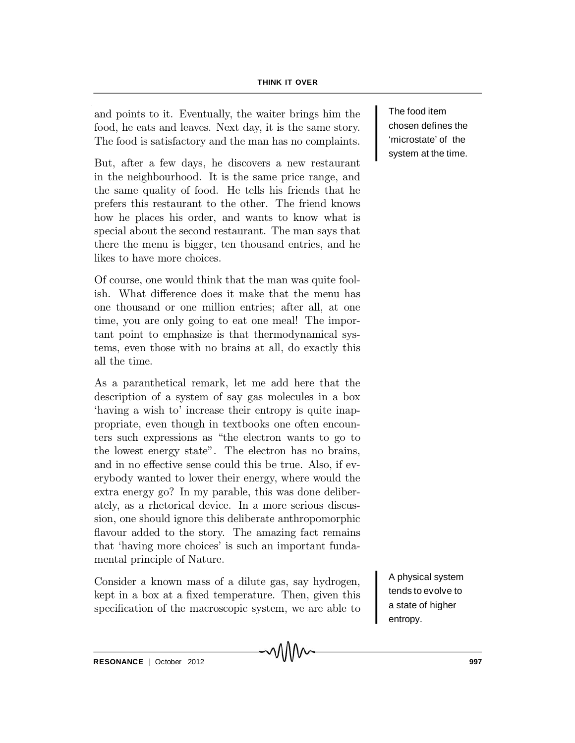and points to it. Eventually, the waiter brings him the food, he eats and leaves. Next day, it is the same story. The food is satisfactory and the man has no complaints.

The food item chosen defines the 'microstate' of the system at the time.

But, after a few days, he discovers a new restaurant in the neighbourhood. It is the same price range, and the same quality of food. He tells his friends that he prefers this restaurant to the other. The friend knows how he places his order, and wants to know what is special about the second restaurant. The man says that there the menu is bigger, ten thousand entries, and he likes to have more choices.

Of course, one would think that the man was quite foolish. What difference does it make that the menu has one thousand or one million entries; after all, at one time, you are only going to eat one meal! The important point to emphasize is that thermodynamical systems, even those with no brains at all, do exactly this all the time.

As a paranthetical remark, let me add here that the description of a system of say gas molecules in a box 'having a wish to' increase their entropy is quite inappropriate, even though in textbooks one often encounters such expressions as "the electron wants to go to the lowest energy state". The electron has no brains, and in no effective sense could this be true. Also, if everybody wanted to lower their energy, where would the extra energy go? In my parable, this was done deliberately, as a rhetorical device. In a more serious discussion, one should ignore this deliberate anthropomorphic flavour added to the story. The amazing fact remains that 'having more choices' is such an important fundamental principle of Nature.

A physical system tends to evolve to a state of higher entropy.

Consider a known mass of a dilute gas, say hydrogen, kept in a box at a fixed temperature. Then, given this specification of the macroscopic system, we are able to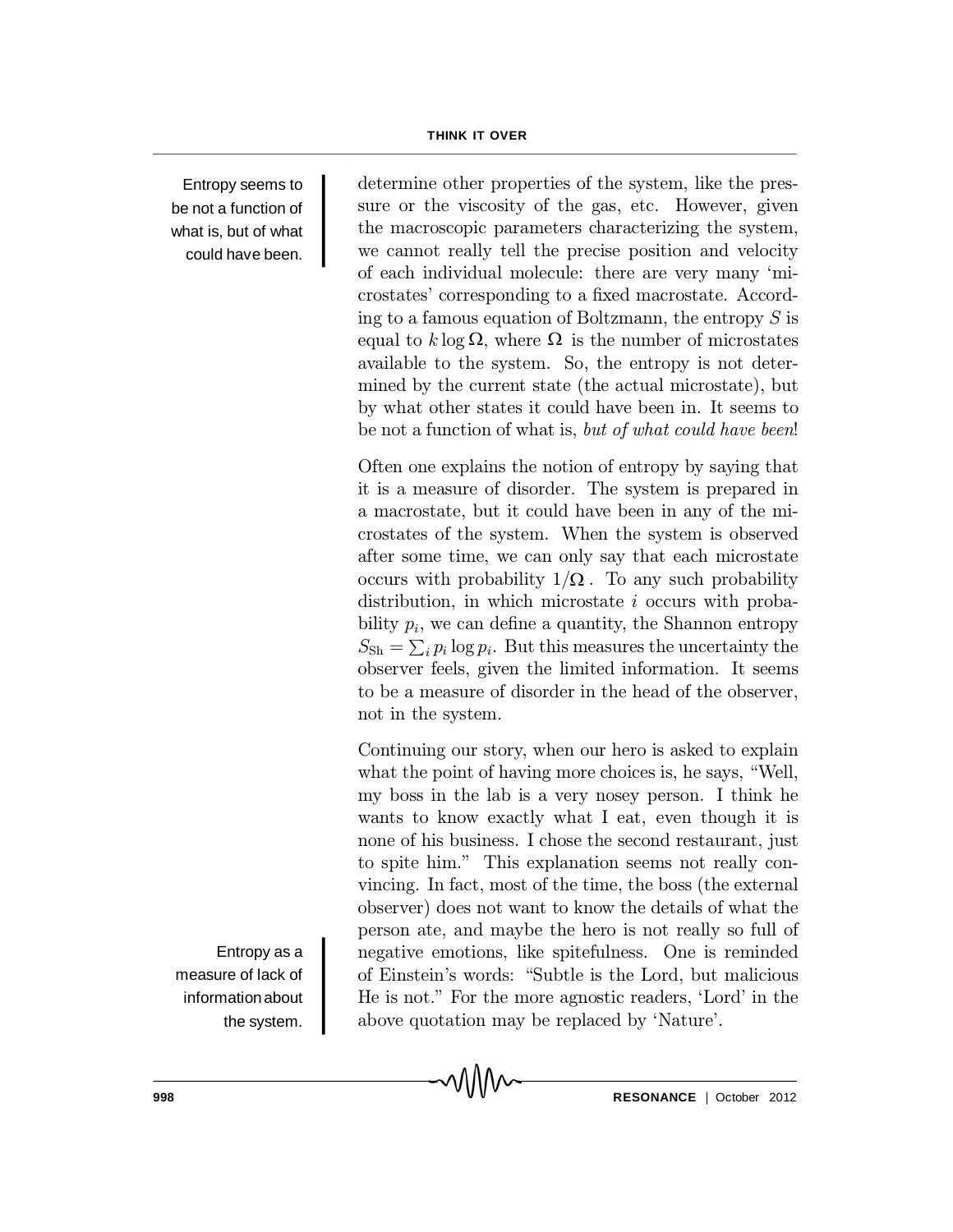determine other properties of the system, like the pressure or the viscosity of the gas, etc. However, given the macroscopic parameters characterizing the system, we cannot really tell the precise position and velocity of each individual molecule: there are very many 'microstates' corresponding to a fixed macrostate. According to a famous equation of Boltzmann, the entropy $S$ is equal to $k \log \Omega$, where $\Omega$ is the number of microstates available to the system. So, the entropy is not determined by the current state (the actual microstate), but by what other states it could have been in. It seems to be not a function of what is, *but of what could have been*!

Entropy seems to be not a function of what is, but of what could have been.

Often one explains the notion of entropy by saying that it is a measure of disorder. The system is prepared in a macrostate, but it could have been in any of the microstates of the system. When the system is observed after some time, we can only say that each microstate occurs with probability $1/\Omega$. To any such probability distribution, in which microstate $i$ occurs with probability $p_i$, we can define a quantity, the Shannon entropy $S_{\text{Sh}} = \sum_i p_i \log p_i$. But this measures the uncertainty the observer feels, given the limited information. It seems to be a measure of disorder in the head of the observer, not in the system.

Continuing our story, when our hero is asked to explain what the point of having more choices is, he says, "Well, my boss in the lab is a very nosey person. I think he wants to know exactly what I eat, even though it is none of his business. I chose the second restaurant, just to spite him." This explanation seems not really convincing. In fact, most of the time, the boss (the external observer) does not want to know the details of what the person ate, and maybe the hero is not really so full of negative emotions, like spitefulness. One is reminded of Einstein's words: "Subtle is the Lord, but malicious He is not." For the more agnostic readers, 'Lord' in the above quotation may be replaced by 'Nature'.

Entropy as a measure of lack of information about the system.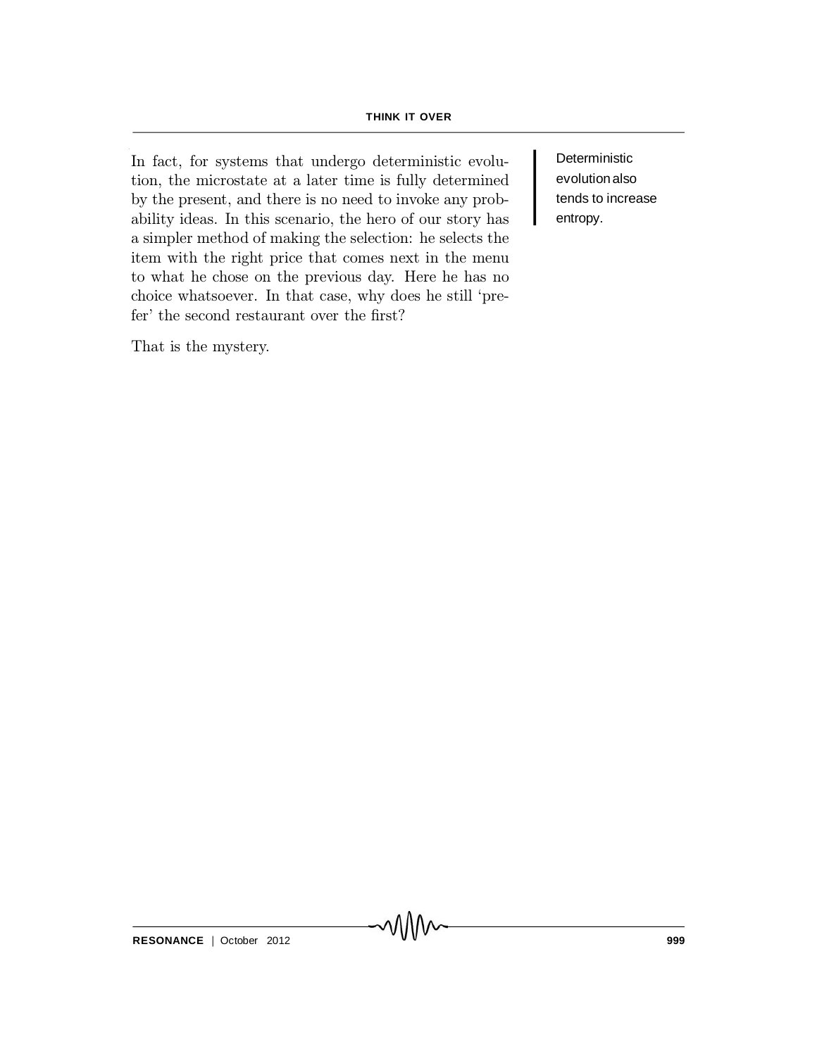In fact, for systems that undergo deterministic evolution, the microstate at a later time is fully determined by the present, and there is no need to invoke any probability ideas. In this scenario, the hero of our story has a simpler method of making the selection: he selects the item with the right price that comes next in the menu to what he chose on the previous day. Here he has no choice whatsoever. In that case, why does he still 'prefer' the second restaurant over the first?

Deterministic evolution also tends to increase entropy.

That is the mystery.